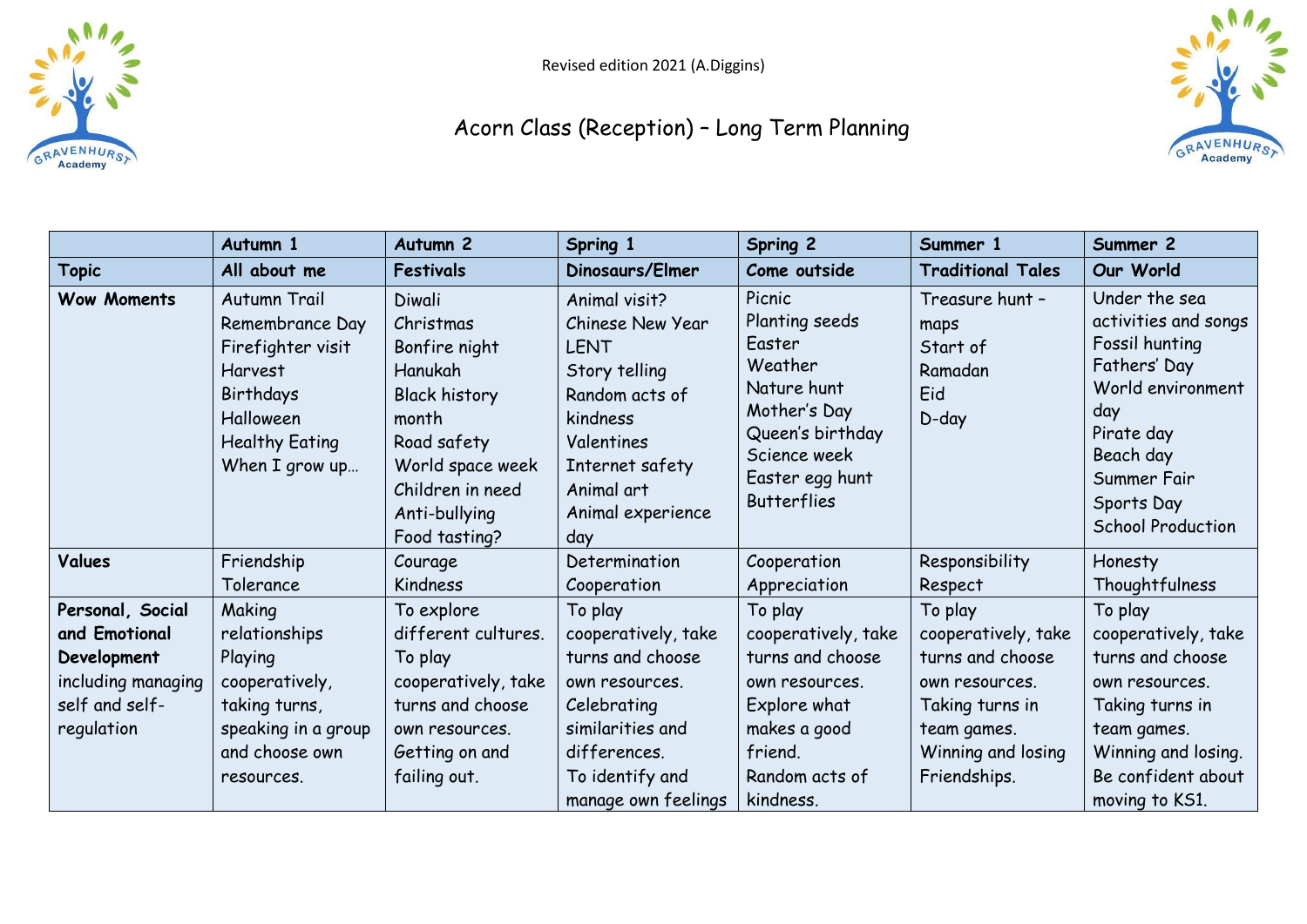Revised edition 2021 (A.Diggins)

# Acorn Class (Reception) – Long Term Planning

| | **Autumn 1** | **Autumn 2** | **Spring 1** | **Spring 2** | **Summer 1** | **Summer 2** |
|---|---|---|---|---|---|---|
| **Topic** | **All about me** | **Festivals** | **Dinosaurs/Elmer** | **Come outside** | **Traditional Tales** | **Our World** |
| **Wow Moments** | Autumn Trail<br>Remembrance Day<br>Firefighter visit<br>Harvest<br>Birthdays<br>Halloween<br>Healthy Eating<br>When I grow up… | Diwali<br>Christmas<br>Bonfire night<br>Hanukah<br>Black history month<br>Road safety<br>World space week<br>Children in need<br>Anti-bullying<br>Food tasting? | Animal visit?<br>Chinese New Year<br>LENT<br>Story telling<br>Random acts of kindness<br>Valentines<br>Internet safety<br>Animal art<br>Animal experience day | Picnic<br>Planting seeds<br>Easter<br>Weather<br>Nature hunt<br>Mother's Day<br>Queen's birthday<br>Science week<br>Easter egg hunt<br>Butterflies | Treasure hunt - maps<br>Start of Ramadan<br>Eid<br>D-day | Under the sea activities and songs<br>Fossil hunting<br>Fathers' Day<br>World environment day<br>Pirate day<br>Beach day<br>Summer Fair<br>Sports Day<br>School Production |
| **Values** | Friendship<br>Tolerance | Courage<br>Kindness | Determination<br>Cooperation | Cooperation<br>Appreciation | Responsibility<br>Respect | Honesty<br>Thoughtfulness |
| **Personal, Social and Emotional Development** including managing self and self-regulation | Making relationships<br>Playing cooperatively, taking turns, speaking in a group and choose own resources. | To explore different cultures.<br>To play cooperatively, take turns and choose own resources.<br>Getting on and failing out. | To play cooperatively, take turns and choose own resources.<br>Celebrating similarities and differences.<br>To identify and manage own feelings | To play cooperatively, take turns and choose own resources.<br>Explore what makes a good friend.<br>Random acts of kindness. | To play cooperatively, take turns and choose own resources.<br>Taking turns in team games.<br>Winning and losing<br>Friendships. | To play cooperatively, take turns and choose own resources.<br>Taking turns in team games.<br>Winning and losing.<br>Be confident about moving to KS1. |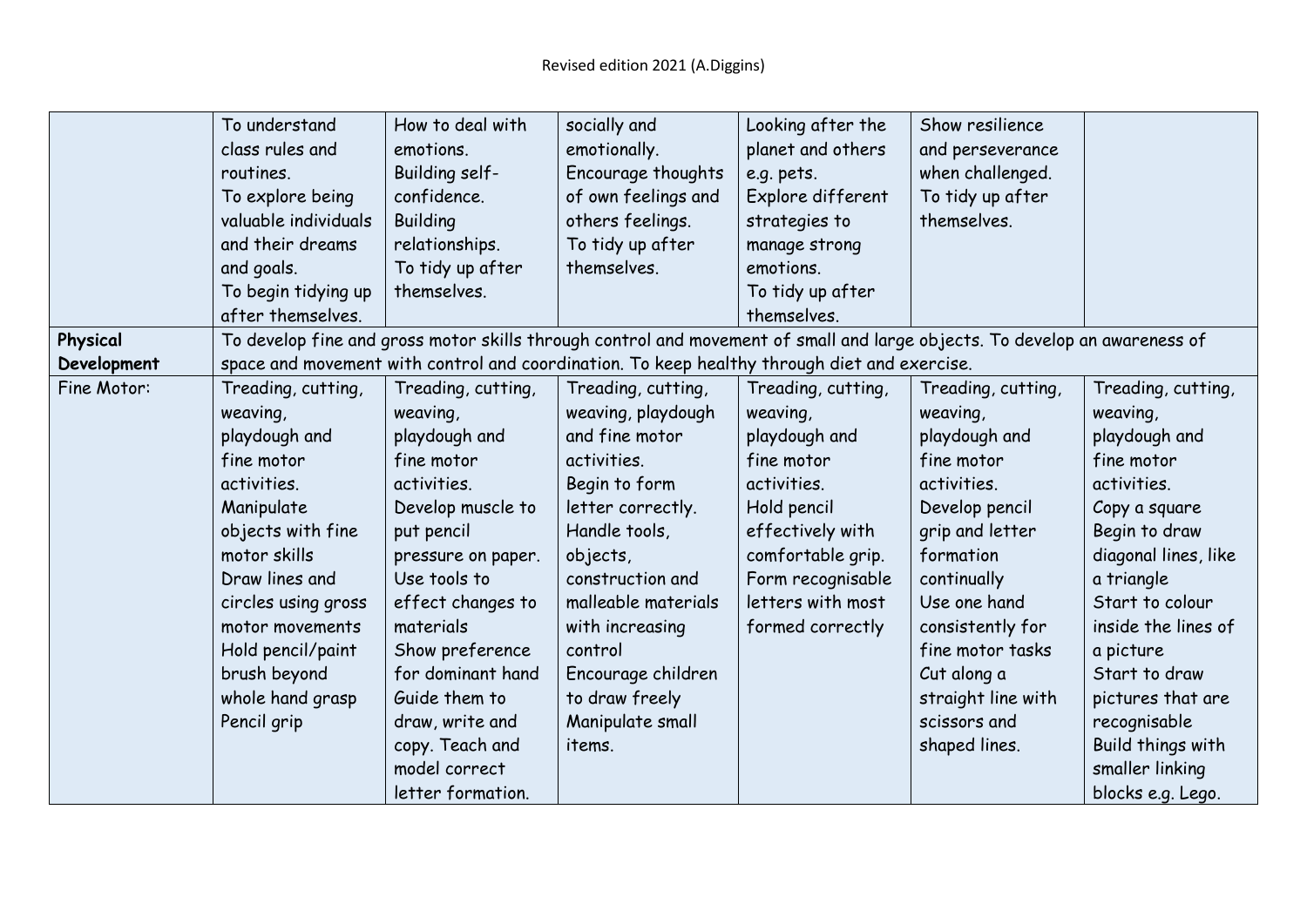|  |  |  |  |  |  |  |
|---|---|---|---|---|---|---|
|  | To understand class rules and routines. To explore being valuable individuals and their dreams and goals. To begin tidying up after themselves. | How to deal with emotions. Building self-confidence. Building relationships. To tidy up after themselves. | socially and emotionally. Encourage thoughts of own feelings and others feelings. To tidy up after themselves. | Looking after the planet and others e.g. pets. Explore different strategies to manage strong emotions. To tidy up after themselves. | Show resilience and perseverance when challenged. To tidy up after themselves. |  |
| **Physical Development** | To develop fine and gross motor skills through control and movement of small and large objects. To develop an awareness of space and movement with control and coordination. To keep healthy through diet and exercise. |  |  |  |  |  |
| Fine Motor: | Treading, cutting, weaving, playdough and fine motor activities. Manipulate objects with fine motor skills Draw lines and circles using gross motor movements Hold pencil/paint brush beyond whole hand grasp Pencil grip | Treading, cutting, weaving, playdough and fine motor activities. Develop muscle to put pencil pressure on paper. Use tools to effect changes to materials Show preference for dominant hand Guide them to draw, write and copy. Teach and model correct letter formation. | Treading, cutting, weaving, playdough and fine motor activities. Begin to form letter correctly. Handle tools, objects, construction and malleable materials with increasing control Encourage children to draw freely Manipulate small items. | Treading, cutting, weaving, playdough and fine motor activities. Hold pencil effectively with comfortable grip. Form recognisable letters with most formed correctly | Treading, cutting, weaving, playdough and fine motor activities. Develop pencil grip and letter formation continually Use one hand consistently for fine motor tasks Cut along a straight line with scissors and shaped lines. | Treading, cutting, weaving, playdough and fine motor activities. Copy a square Begin to draw diagonal lines, like a triangle Start to colour inside the lines of a picture Start to draw pictures that are recognisable Build things with smaller linking blocks e.g. Lego. |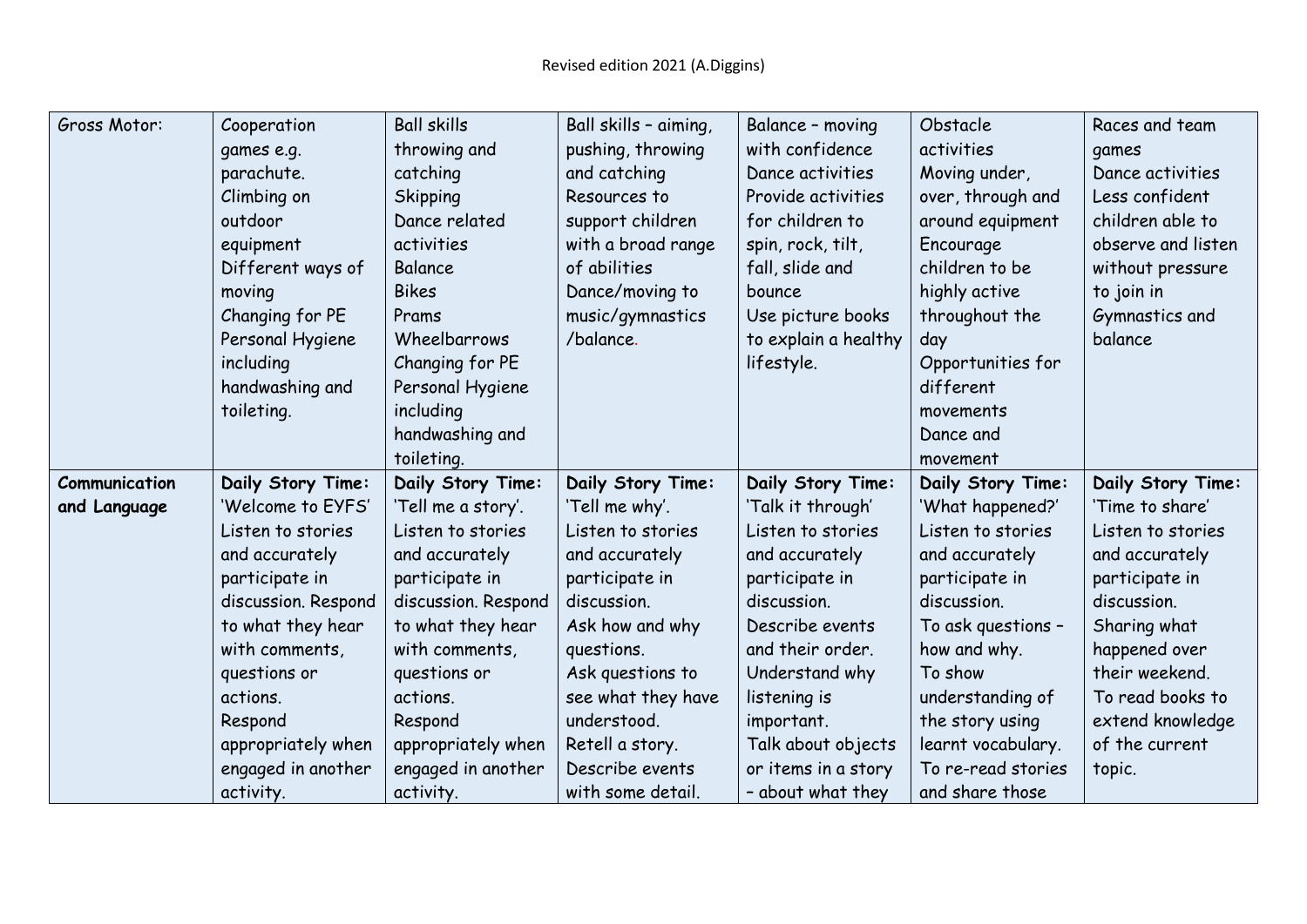| Gross Motor: | Cooperation games e.g. parachute.<br>Climbing on outdoor equipment<br>Different ways of moving<br>Changing for PE<br>Personal Hygiene including handwashing and toileting. | Ball skills throwing and catching<br>Skipping<br>Dance related activities<br>Balance<br>Bikes<br>Prams<br>Wheelbarrows<br>Changing for PE<br>Personal Hygiene including handwashing and toileting. | Ball skills – aiming, pushing, throwing and catching<br>Resources to support children with a broad range of abilities<br>Dance/moving to music/gymnastics /balance. | Balance – moving with confidence<br>Dance activities<br>Provide activities for children to spin, rock, tilt, fall, slide and bounce<br>Use picture books to explain a healthy lifestyle. | Obstacle activities<br>Moving under, over, through and around equipment<br>Encourage children to be highly active throughout the day<br>Opportunities for different movements<br>Dance and movement | Races and team games<br>Dance activities<br>Less confident children able to observe and listen without pressure to join in<br>Gymnastics and balance |
|---|---|---|---|---|---|---|
| **Communication and Language** | **Daily Story Time:** 'Welcome to EYFS'<br>Listen to stories and accurately participate in discussion. Respond to what they hear with comments, questions or actions.<br>Respond appropriately when engaged in another activity. | **Daily Story Time:** 'Tell me a story'.<br>Listen to stories and accurately participate in discussion. Respond to what they hear with comments, questions or actions.<br>Respond appropriately when engaged in another activity. | **Daily Story Time:** 'Tell me why'.<br>Listen to stories and accurately participate in discussion.<br>Ask how and why questions.<br>Ask questions to see what they have understood.<br>Retell a story.<br>Describe events with some detail. | **Daily Story Time:** 'Talk it through'<br>Listen to stories and accurately participate in discussion.<br>Describe events and their order.<br>Understand why listening is important.<br>Talk about objects or items in a story – about what they | **Daily Story Time:** 'What happened?'<br>Listen to stories and accurately participate in discussion.<br>To ask questions – how and why.<br>To show understanding of the story using learnt vocabulary.<br>To re-read stories and share those | **Daily Story Time:** 'Time to share'<br>Listen to stories and accurately participate in discussion.<br>Sharing what happened over their weekend.<br>To read books to extend knowledge of the current topic. |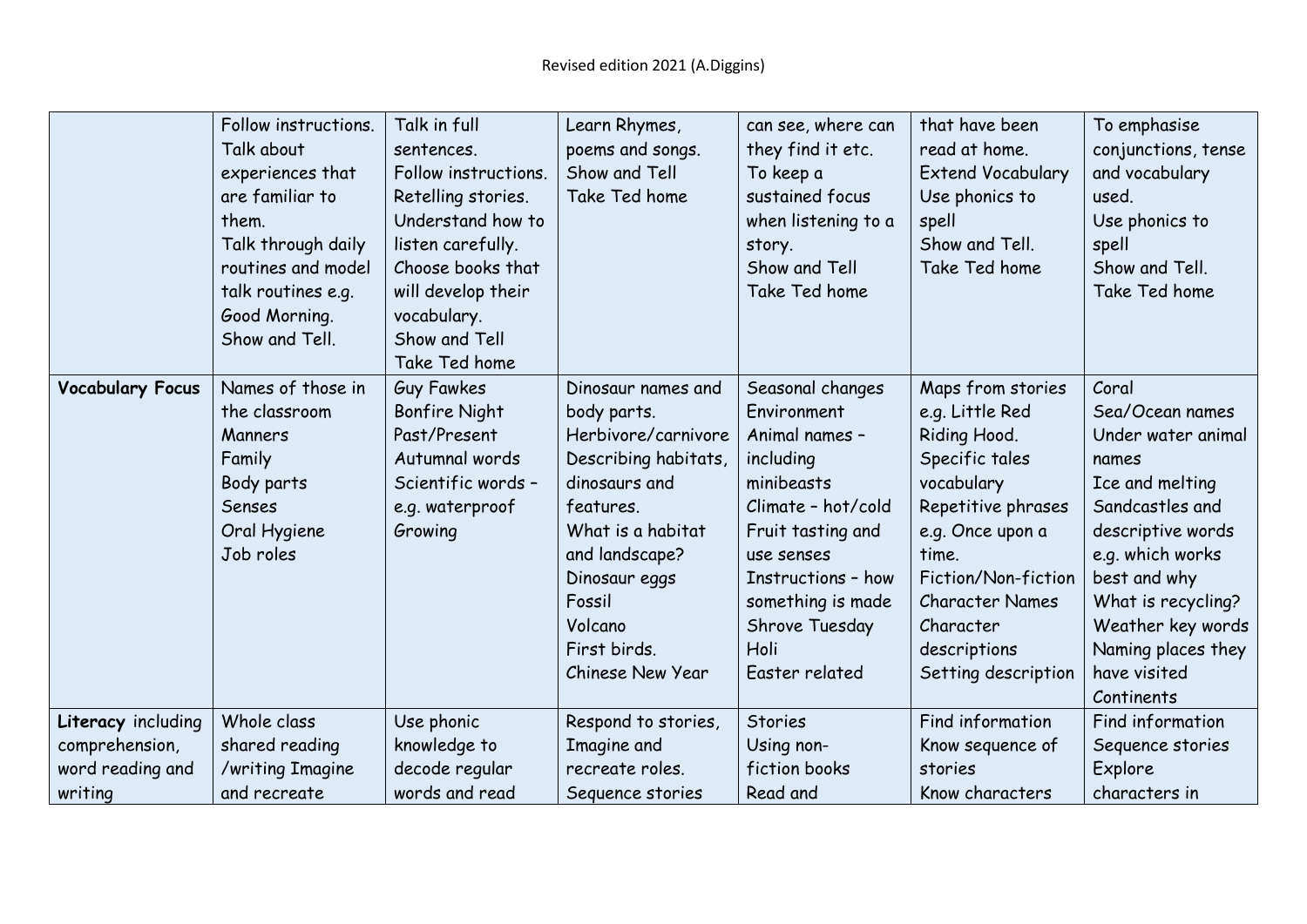| | | | | | | |
|---|---|---|---|---|---|---|
| | Follow instructions.<br>Talk about experiences that are familiar to them.<br>Talk through daily routines and model talk routines e.g. Good Morning.<br>Show and Tell. | Talk in full sentences.<br>Follow instructions.<br>Retelling stories.<br>Understand how to listen carefully.<br>Choose books that will develop their vocabulary.<br>Show and Tell<br>Take Ted home | Learn Rhymes, poems and songs.<br>Show and Tell<br>Take Ted home | can see, where can they find it etc.<br>To keep a sustained focus when listening to a story.<br>Show and Tell<br>Take Ted home | that have been read at home.<br>Extend Vocabulary<br>Use phonics to spell<br>Show and Tell.<br>Take Ted home | To emphasise conjunctions, tense and vocabulary used.<br>Use phonics to spell<br>Show and Tell.<br>Take Ted home |
| **Vocabulary Focus** | Names of those in the classroom<br>Manners<br>Family<br>Body parts<br>Senses<br>Oral Hygiene<br>Job roles | Guy Fawkes<br>Bonfire Night<br>Past/Present<br>Autumnal words<br>Scientific words – e.g. waterproof<br>Growing | Dinosaur names and body parts.<br>Herbivore/carnivore<br>Describing habitats, dinosaurs and features.<br>What is a habitat and landscape?<br>Dinosaur eggs<br>Fossil<br>Volcano<br>First birds.<br>Chinese New Year | Seasonal changes<br>Environment<br>Animal names – including minibeasts<br>Climate – hot/cold<br>Fruit tasting and use senses<br>Instructions – how something is made<br>Shrove Tuesday<br>Holi<br>Easter related | Maps from stories e.g. Little Red Riding Hood.<br>Specific tales vocabulary<br>Repetitive phrases e.g. Once upon a time.<br>Fiction/Non-fiction<br>Character Names<br>Character descriptions<br>Setting description | Coral<br>Sea/Ocean names<br>Under water animal names<br>Ice and melting<br>Sandcastles and descriptive words e.g. which works best and why<br>What is recycling?<br>Weather key words<br>Naming places they have visited<br>Continents |
| **Literacy** including comprehension, word reading and writing | Whole class shared reading /writing Imagine and recreate | Use phonic knowledge to decode regular words and read | Respond to stories, Imagine and recreate roles.<br>Sequence stories | Stories<br>Using non-fiction books<br>Read and | Find information<br>Know sequence of stories<br>Know characters | Find information<br>Sequence stories<br>Explore characters in |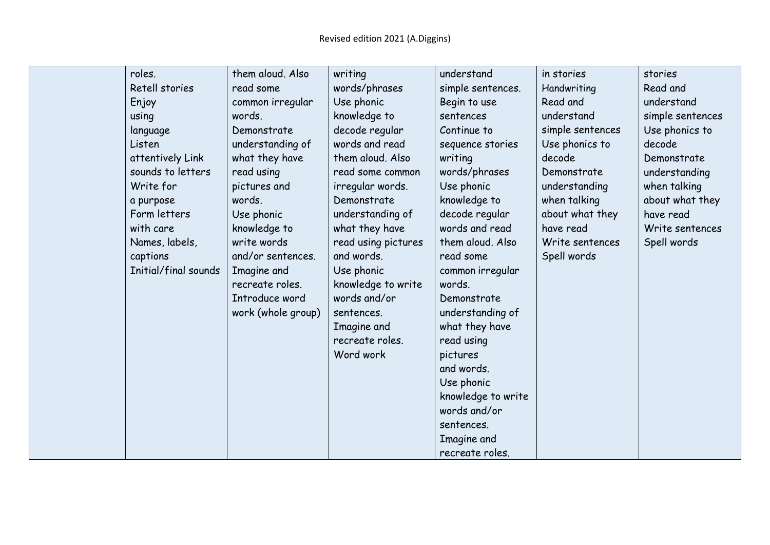| | | | | | | |
|---|---|---|---|---|---|---|
| | roles. Retell stories Enjoy using language Listen attentively Link sounds to letters Write for a purpose Form letters with care Names, labels, captions Initial/final sounds | them aloud. Also read some common irregular words. Demonstrate understanding of what they have read using pictures and words. Use phonic knowledge to write words and/or sentences. Imagine and recreate roles. Introduce word work (whole group) | writing words/phrases Use phonic knowledge to decode regular words and read them aloud. Also read some common irregular words. Demonstrate understanding of what they have read using pictures and words. Use phonic knowledge to write words and/or sentences. Imagine and recreate roles. Word work | understand simple sentences. Begin to use sentences Continue to sequence stories writing words/phrases Use phonic knowledge to decode regular words and read them aloud. Also read some common irregular words. Demonstrate understanding of what they have read using pictures and words. Use phonic knowledge to write words and/or sentences. Imagine and recreate roles. | in stories Handwriting Read and understand simple sentences Use phonics to decode Demonstrate understanding when talking about what they have read Write sentences Spell words | stories Read and understand simple sentences Use phonics to decode Demonstrate understanding when talking about what they have read Write sentences Spell words |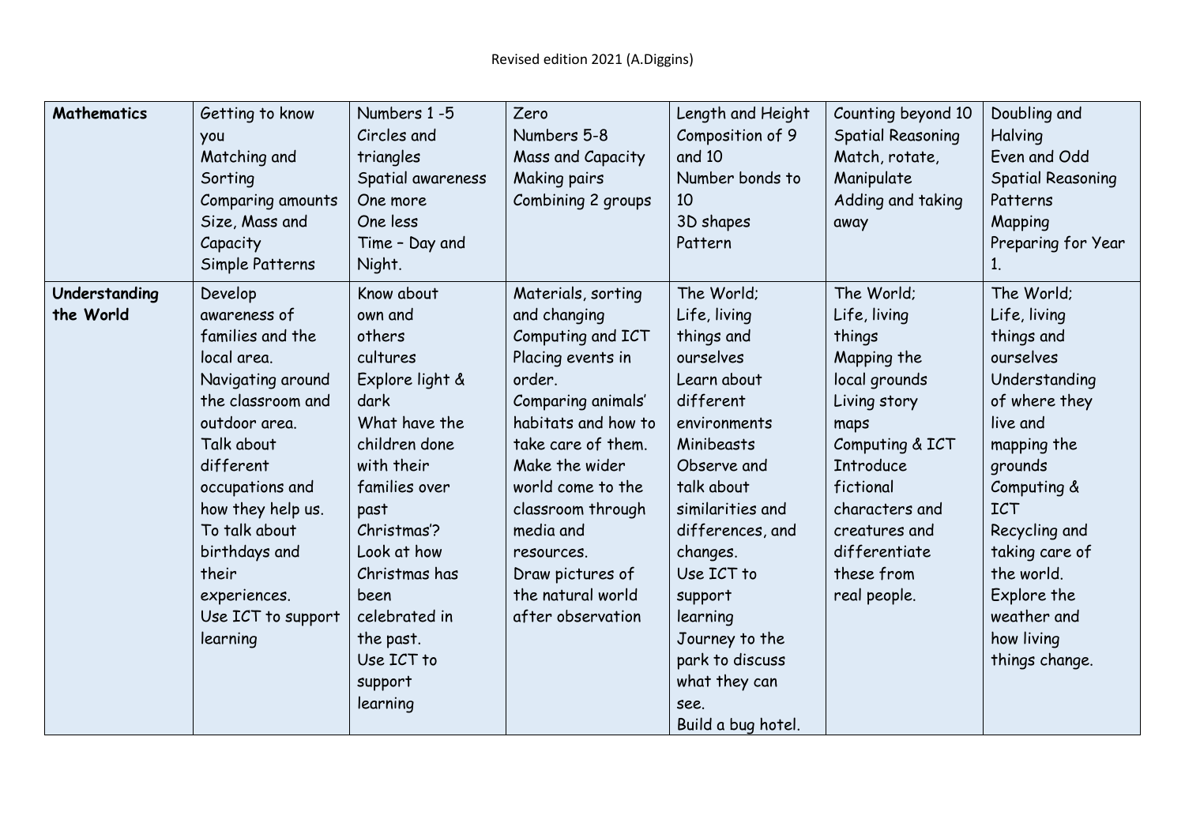| **Mathematics** | Getting to know you<br>Matching and Sorting<br>Comparing amounts<br>Size, Mass and Capacity<br>Simple Patterns | Numbers 1 -5<br>Circles and triangles<br>Spatial awareness<br>One more<br>One less<br>Time – Day and Night. | Zero<br>Numbers 5-8<br>Mass and Capacity<br>Making pairs<br>Combining 2 groups | Length and Height<br>Composition of 9 and 10<br>Number bonds to 10<br>3D shapes<br>Pattern | Counting beyond 10<br>Spatial Reasoning<br>Match, rotate, Manipulate<br>Adding and taking away | Doubling and Halving<br>Even and Odd<br>Spatial Reasoning<br>Patterns<br>Mapping<br>Preparing for Year 1. |
|---|---|---|---|---|---|---|
| **Understanding the World** | Develop awareness of families and the local area.<br>Navigating around the classroom and outdoor area.<br>Talk about different occupations and how they help us.<br>To talk about birthdays and their experiences.<br>Use ICT to support learning | Know about own and others cultures<br>Explore light & dark<br>What have the children done with their families over past Christmas'?<br>Look at how Christmas has been celebrated in the past.<br>Use ICT to support learning | Materials, sorting and changing<br>Computing and ICT<br>Placing events in order.<br>Comparing animals' habitats and how to take care of them.<br>Make the wider world come to the classroom through media and resources.<br>Draw pictures of the natural world after observation | The World;<br>Life, living things and ourselves<br>Learn about different environments<br>Minibeasts<br>Observe and talk about similarities and differences, and changes.<br>Use ICT to support learning<br>Journey to the park to discuss what they can see.<br>Build a bug hotel. | The World;<br>Life, living things<br>Mapping the local grounds<br>Living story maps<br>Computing & ICT<br>Introduce fictional characters and creatures and differentiate these from real people. | The World;<br>Life, living things and ourselves<br>Understanding of where they live and mapping the grounds<br>Computing & ICT<br>Recycling and taking care of the world.<br>Explore the weather and how living things change. |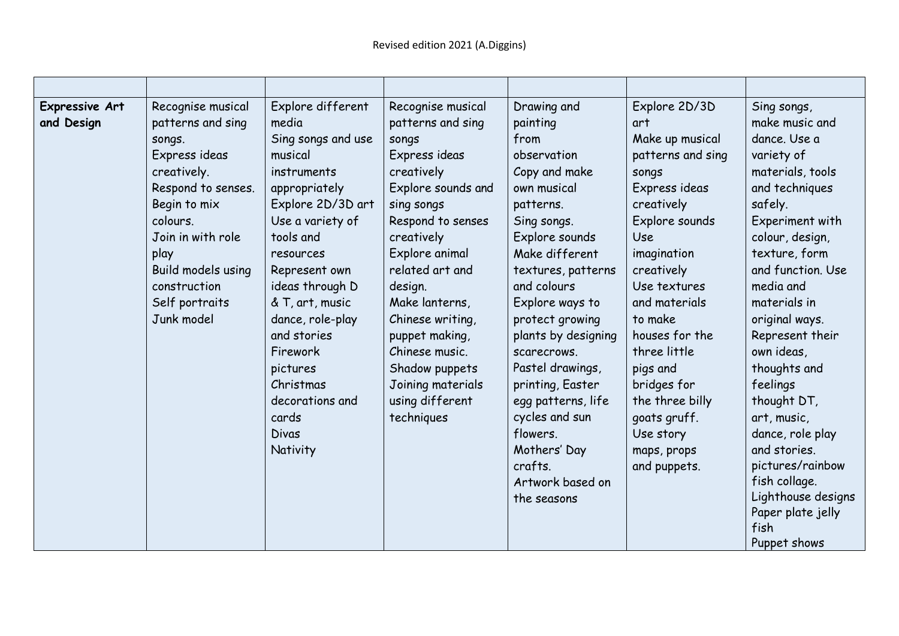Revised edition 2021 (A.Diggins)

| | | | | | | |
|---|---|---|---|---|---|---|
| **Expressive Art and Design** | Recognise musical patterns and sing songs.<br>Express ideas creatively.<br>Respond to senses.<br>Begin to mix colours.<br>Join in with role play<br>Build models using construction<br>Self portraits<br>Junk model | Explore different media<br>Sing songs and use musical instruments appropriately<br>Explore 2D/3D art<br>Use a variety of tools and resources<br>Represent own ideas through D & T, art, music dance, role-play and stories<br>Firework pictures<br>Christmas decorations and cards<br>Divas<br>Nativity | Recognise musical patterns and sing songs<br>Express ideas creatively<br>Explore sounds and sing songs<br>Respond to senses creatively<br>Explore animal related art and design.<br>Make lanterns, Chinese writing, puppet making, Chinese music.<br>Shadow puppets<br>Joining materials using different techniques | Drawing and painting from observation<br>Copy and make own musical patterns.<br>Sing songs.<br>Explore sounds<br>Make different textures, patterns and colours<br>Explore ways to protect growing plants by designing scarecrows.<br>Pastel drawings, printing, Easter egg patterns, life cycles and sun flowers.<br>Mothers' Day crafts.<br>Artwork based on the seasons | Explore 2D/3D art<br>Make up musical patterns and sing songs<br>Express ideas creatively<br>Explore sounds<br>Use imagination creatively<br>Use textures and materials to make houses for the three little pigs and bridges for the three billy goats gruff.<br>Use story maps, props and puppets. | Sing songs, make music and dance. Use a variety of materials, tools and techniques safely.<br>Experiment with colour, design, texture, form and function. Use media and materials in original ways.<br>Represent their own ideas, thoughts and feelings thought DT, art, music, dance, role play and stories.<br>pictures/rainbow fish collage.<br>Lighthouse designs<br>Paper plate jelly fish<br>Puppet shows |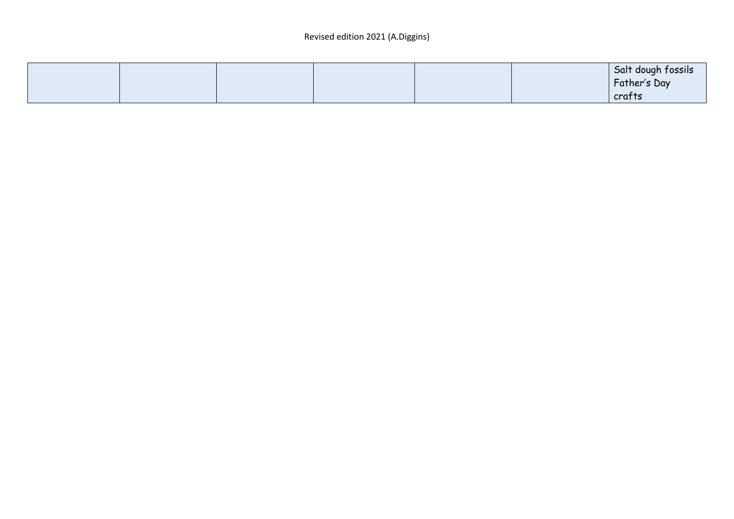| | | | | | | |
|---|---|---|---|---|---|---|
| | | | | | | Salt dough fossils Father's Day crafts |